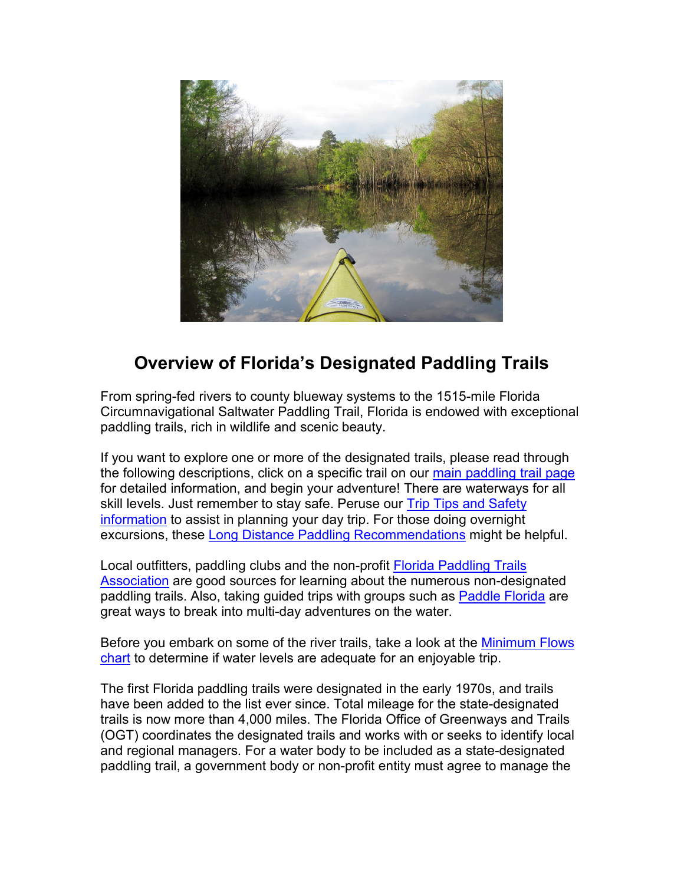# Overview of Florida's Designated Paddling Trails

From spring-fed rivers to county blueway systems to the 1515-mile Florida Circumnavigational Saltwater Paddling Trail, Florida is endowed with exceptional paddling trails, rich in wildlife and scenic beauty.

If you want to explore one or more of the designated trails, please read through the following descriptions, click on a specific trail on our main paddling trail page for detailed information, and begin your adventure! There are waterways for all skill levels. Just remember to stay safe. Peruse our Trip Tips and Safety information to assist in planning your day trip. For those doing overnight excursions, these Long Distance Paddling Recommendations might be helpful.

Local outfitters, paddling clubs and the non-profit Florida Paddling Trails Association are good sources for learning about the numerous non-designated paddling trails. Also, taking guided trips with groups such as Paddle Florida are great ways to break into multi-day adventures on the water.

Before you embark on some of the river trails, take a look at the Minimum Flows chart to determine if water levels are adequate for an enjoyable trip.

The first Florida paddling trails were designated in the early 1970s, and trails have been added to the list ever since. Total mileage for the state-designated trails is now more than 4,000 miles. The Florida Office of Greenways and Trails (OGT) coordinates the designated trails and works with or seeks to identify local and regional managers. For a water body to be included as a state-designated paddling trail, a government body or non-profit entity must agree to manage the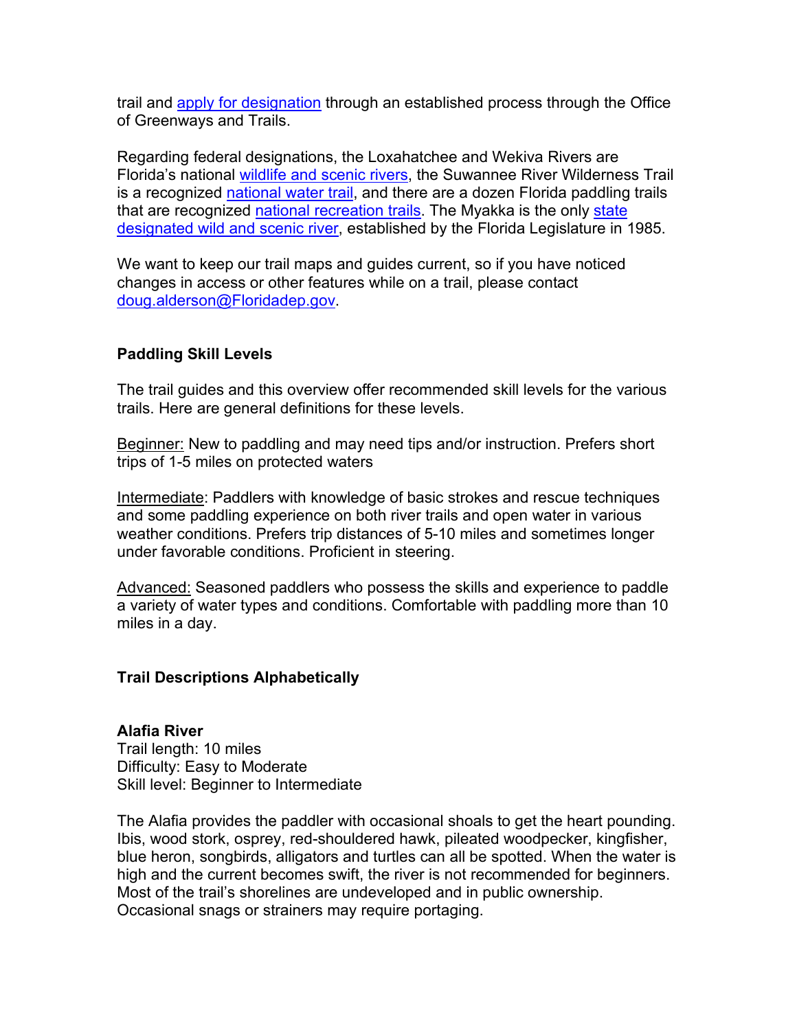trail and [apply for designation] through an established process through the Office of Greenways and Trails.

Regarding federal designations, the Loxahatchee and Wekiva Rivers are Florida's national wildlife and scenic rivers, the Suwannee River Wilderness Trail is a recognized national water trail, and there are a dozen Florida paddling trails that are recognized national recreation trails. The Myakka is the only state designated wild and scenic river, established by the Florida Legislature in 1985.

We want to keep our trail maps and guides current, so if you have noticed changes in access or other features while on a trail, please contact doug.alderson@Floridadep.gov.

## Paddling Skill Levels

The trail guides and this overview offer recommended skill levels for the various trails. Here are general definitions for these levels.

Beginner: New to paddling and may need tips and/or instruction. Prefers short trips of 1-5 miles on protected waters

Intermediate: Paddlers with knowledge of basic strokes and rescue techniques and some paddling experience on both river trails and open water in various weather conditions. Prefers trip distances of 5-10 miles and sometimes longer under favorable conditions. Proficient in steering.

Advanced: Seasoned paddlers who possess the skills and experience to paddle a variety of water types and conditions. Comfortable with paddling more than 10 miles in a day.

## Trail Descriptions Alphabetically

### Alafia River

Trail length: 10 miles
Difficulty: Easy to Moderate
Skill level: Beginner to Intermediate

The Alafia provides the paddler with occasional shoals to get the heart pounding. Ibis, wood stork, osprey, red-shouldered hawk, pileated woodpecker, kingfisher, blue heron, songbirds, alligators and turtles can all be spotted. When the water is high and the current becomes swift, the river is not recommended for beginners. Most of the trail's shorelines are undeveloped and in public ownership. Occasional snags or strainers may require portaging.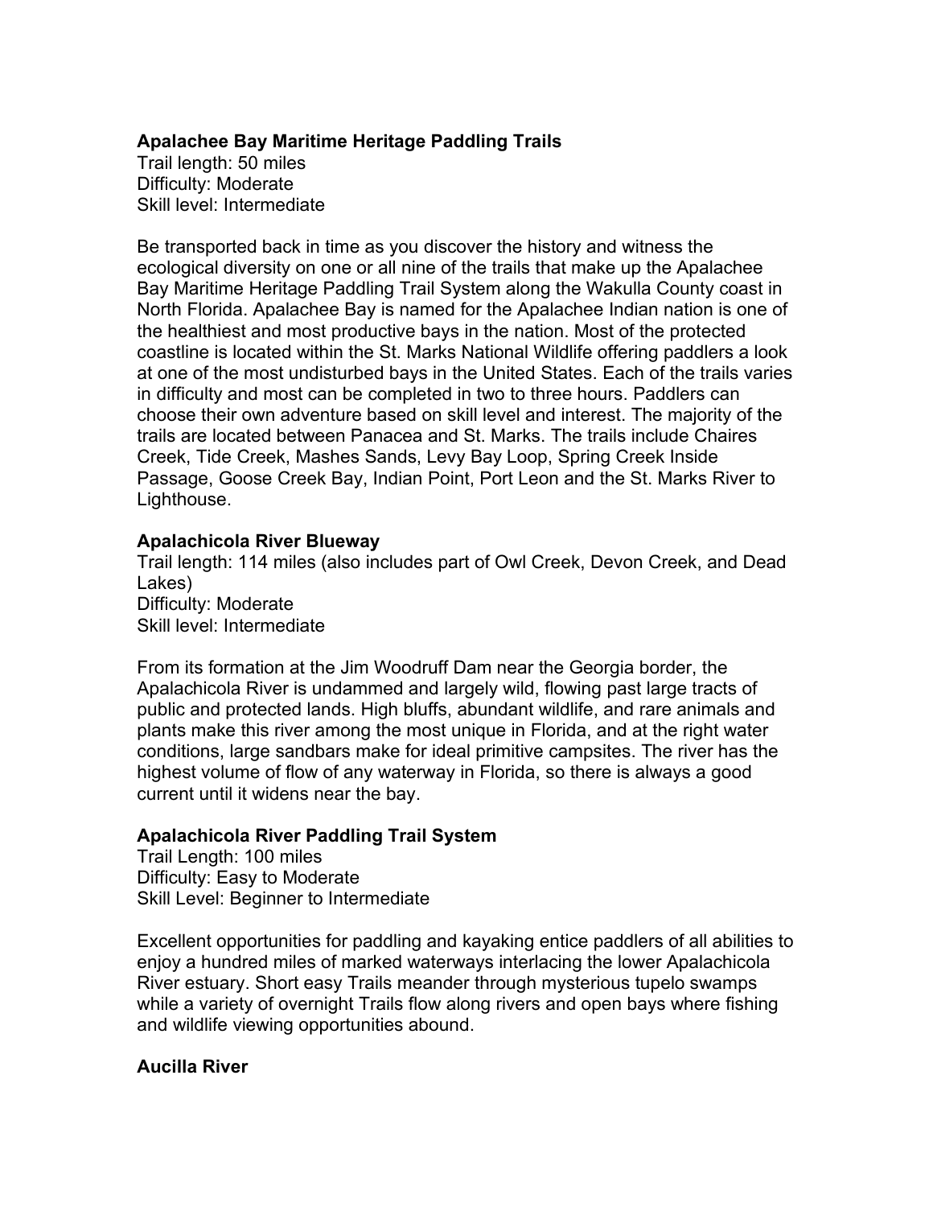**Apalachee Bay Maritime Heritage Paddling Trails**
Trail length: 50 miles
Difficulty: Moderate
Skill level: Intermediate

Be transported back in time as you discover the history and witness the ecological diversity on one or all nine of the trails that make up the Apalachee Bay Maritime Heritage Paddling Trail System along the Wakulla County coast in North Florida. Apalachee Bay is named for the Apalachee Indian nation is one of the healthiest and most productive bays in the nation. Most of the protected coastline is located within the St. Marks National Wildlife offering paddlers a look at one of the most undisturbed bays in the United States. Each of the trails varies in difficulty and most can be completed in two to three hours. Paddlers can choose their own adventure based on skill level and interest. The majority of the trails are located between Panacea and St. Marks. The trails include Chaires Creek, Tide Creek, Mashes Sands, Levy Bay Loop, Spring Creek Inside Passage, Goose Creek Bay, Indian Point, Port Leon and the St. Marks River to Lighthouse.

**Apalachicola River Blueway**
Trail length: 114 miles (also includes part of Owl Creek, Devon Creek, and Dead Lakes)
Difficulty: Moderate
Skill level: Intermediate

From its formation at the Jim Woodruff Dam near the Georgia border, the Apalachicola River is undammed and largely wild, flowing past large tracts of public and protected lands. High bluffs, abundant wildlife, and rare animals and plants make this river among the most unique in Florida, and at the right water conditions, large sandbars make for ideal primitive campsites. The river has the highest volume of flow of any waterway in Florida, so there is always a good current until it widens near the bay.

**Apalachicola River Paddling Trail System**
Trail Length: 100 miles
Difficulty: Easy to Moderate
Skill Level: Beginner to Intermediate

Excellent opportunities for paddling and kayaking entice paddlers of all abilities to enjoy a hundred miles of marked waterways interlacing the lower Apalachicola River estuary. Short easy Trails meander through mysterious tupelo swamps while a variety of overnight Trails flow along rivers and open bays where fishing and wildlife viewing opportunities abound.

**Aucilla River**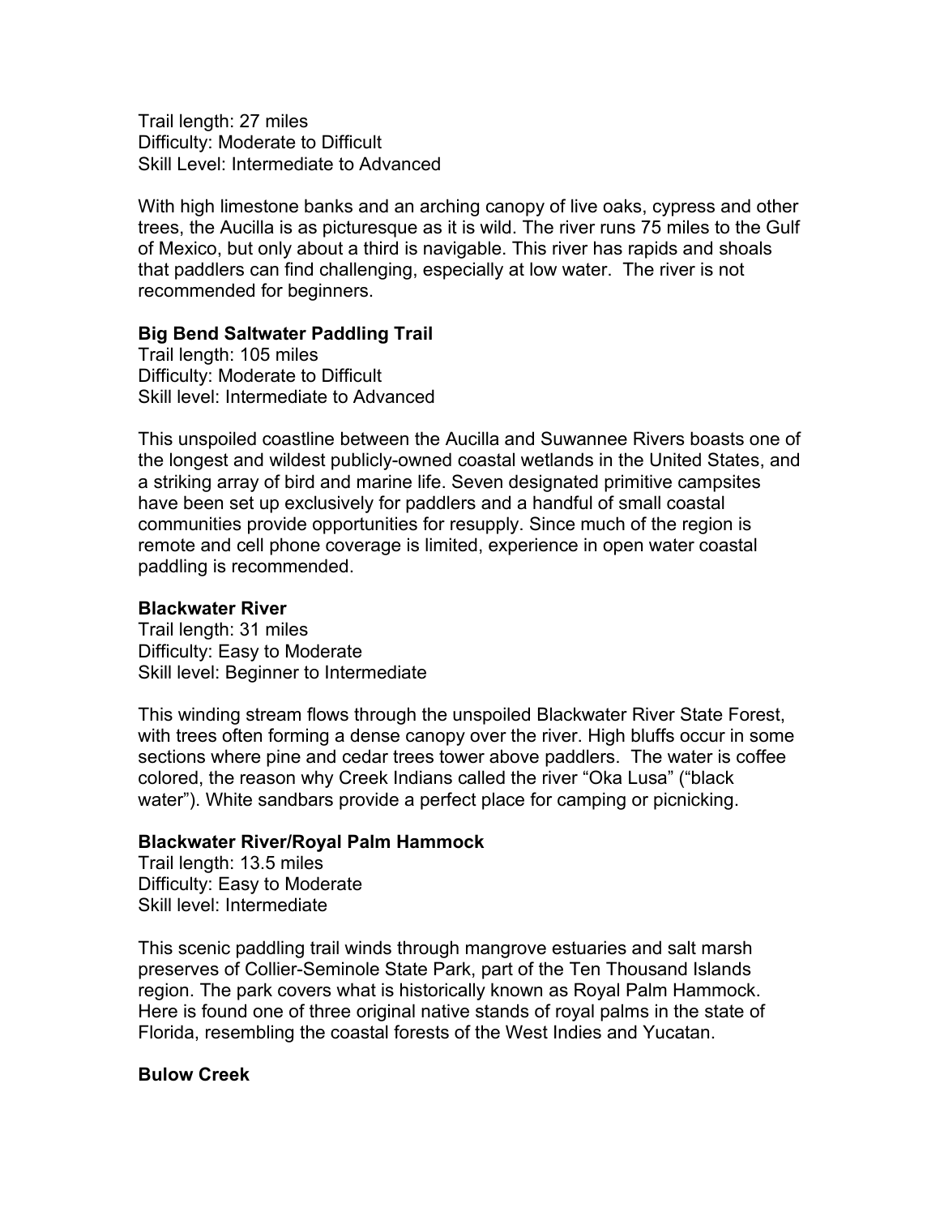Trail length: 27 miles
Difficulty: Moderate to Difficult
Skill Level: Intermediate to Advanced

With high limestone banks and an arching canopy of live oaks, cypress and other trees, the Aucilla is as picturesque as it is wild. The river runs 75 miles to the Gulf of Mexico, but only about a third is navigable. This river has rapids and shoals that paddlers can find challenging, especially at low water. The river is not recommended for beginners.

**Big Bend Saltwater Paddling Trail**
Trail length: 105 miles
Difficulty: Moderate to Difficult
Skill level: Intermediate to Advanced

This unspoiled coastline between the Aucilla and Suwannee Rivers boasts one of the longest and wildest publicly-owned coastal wetlands in the United States, and a striking array of bird and marine life. Seven designated primitive campsites have been set up exclusively for paddlers and a handful of small coastal communities provide opportunities for resupply. Since much of the region is remote and cell phone coverage is limited, experience in open water coastal paddling is recommended.

**Blackwater River**
Trail length: 31 miles
Difficulty: Easy to Moderate
Skill level: Beginner to Intermediate

This winding stream flows through the unspoiled Blackwater River State Forest, with trees often forming a dense canopy over the river. High bluffs occur in some sections where pine and cedar trees tower above paddlers. The water is coffee colored, the reason why Creek Indians called the river "Oka Lusa" ("black water"). White sandbars provide a perfect place for camping or picnicking.

**Blackwater River/Royal Palm Hammock**
Trail length: 13.5 miles
Difficulty: Easy to Moderate
Skill level: Intermediate

This scenic paddling trail winds through mangrove estuaries and salt marsh preserves of Collier-Seminole State Park, part of the Ten Thousand Islands region. The park covers what is historically known as Royal Palm Hammock. Here is found one of three original native stands of royal palms in the state of Florida, resembling the coastal forests of the West Indies and Yucatan.

**Bulow Creek**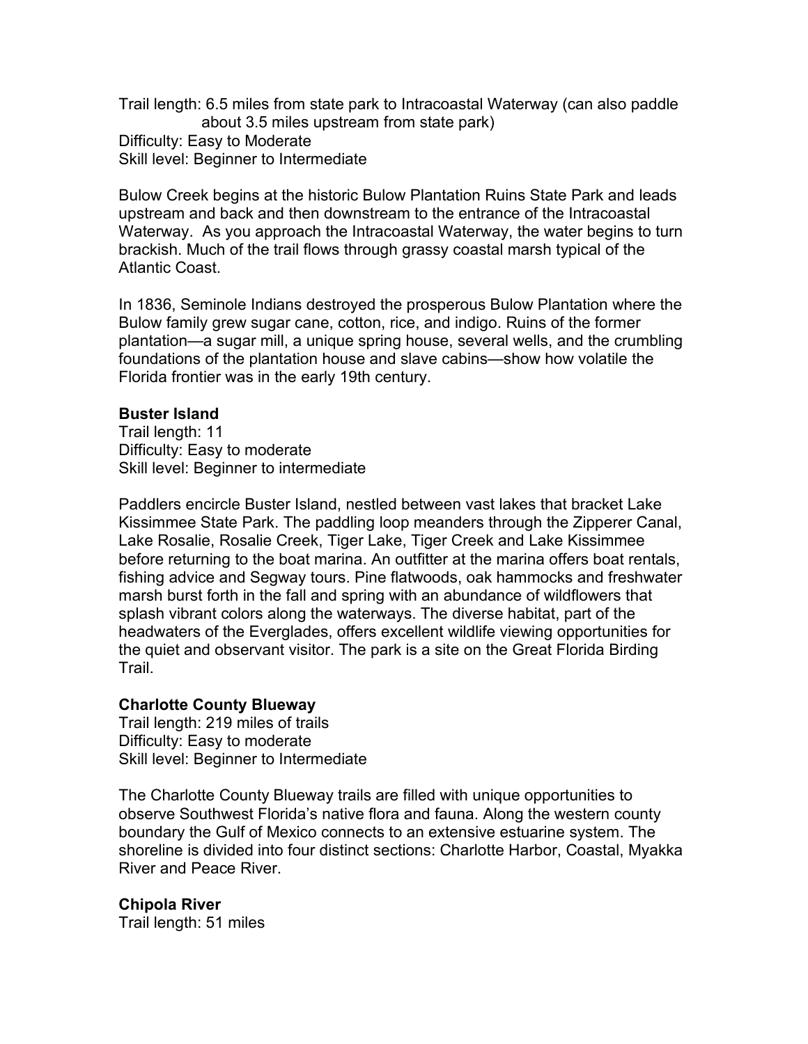Trail length: 6.5 miles from state park to Intracoastal Waterway (can also paddle about 3.5 miles upstream from state park)
Difficulty: Easy to Moderate
Skill level: Beginner to Intermediate

Bulow Creek begins at the historic Bulow Plantation Ruins State Park and leads upstream and back and then downstream to the entrance of the Intracoastal Waterway. As you approach the Intracoastal Waterway, the water begins to turn brackish. Much of the trail flows through grassy coastal marsh typical of the Atlantic Coast.

In 1836, Seminole Indians destroyed the prosperous Bulow Plantation where the Bulow family grew sugar cane, cotton, rice, and indigo. Ruins of the former plantation—a sugar mill, a unique spring house, several wells, and the crumbling foundations of the plantation house and slave cabins—show how volatile the Florida frontier was in the early 19th century.

**Buster Island**
Trail length: 11
Difficulty: Easy to moderate
Skill level: Beginner to intermediate

Paddlers encircle Buster Island, nestled between vast lakes that bracket Lake Kissimmee State Park. The paddling loop meanders through the Zipperer Canal, Lake Rosalie, Rosalie Creek, Tiger Lake, Tiger Creek and Lake Kissimmee before returning to the boat marina. An outfitter at the marina offers boat rentals, fishing advice and Segway tours. Pine flatwoods, oak hammocks and freshwater marsh burst forth in the fall and spring with an abundance of wildflowers that splash vibrant colors along the waterways. The diverse habitat, part of the headwaters of the Everglades, offers excellent wildlife viewing opportunities for the quiet and observant visitor. The park is a site on the Great Florida Birding Trail.

**Charlotte County Blueway**
Trail length: 219 miles of trails
Difficulty: Easy to moderate
Skill level: Beginner to Intermediate

The Charlotte County Blueway trails are filled with unique opportunities to observe Southwest Florida's native flora and fauna. Along the western county boundary the Gulf of Mexico connects to an extensive estuarine system. The shoreline is divided into four distinct sections: Charlotte Harbor, Coastal, Myakka River and Peace River.

**Chipola River**
Trail length: 51 miles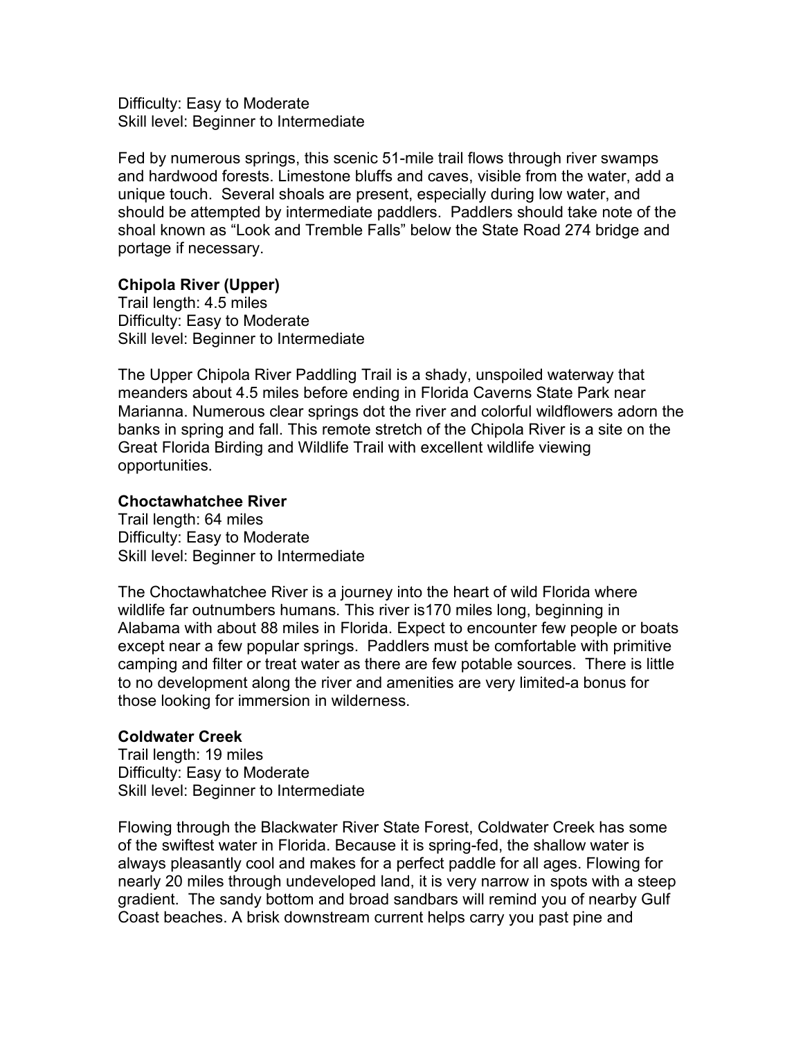Difficulty: Easy to Moderate
Skill level: Beginner to Intermediate

Fed by numerous springs, this scenic 51-mile trail flows through river swamps and hardwood forests. Limestone bluffs and caves, visible from the water, add a unique touch. Several shoals are present, especially during low water, and should be attempted by intermediate paddlers. Paddlers should take note of the shoal known as "Look and Tremble Falls" below the State Road 274 bridge and portage if necessary.

**Chipola River (Upper)**
Trail length: 4.5 miles
Difficulty: Easy to Moderate
Skill level: Beginner to Intermediate

The Upper Chipola River Paddling Trail is a shady, unspoiled waterway that meanders about 4.5 miles before ending in Florida Caverns State Park near Marianna. Numerous clear springs dot the river and colorful wildflowers adorn the banks in spring and fall. This remote stretch of the Chipola River is a site on the Great Florida Birding and Wildlife Trail with excellent wildlife viewing opportunities.

**Choctawhatchee River**
Trail length: 64 miles
Difficulty: Easy to Moderate
Skill level: Beginner to Intermediate

The Choctawhatchee River is a journey into the heart of wild Florida where wildlife far outnumbers humans. This river is170 miles long, beginning in Alabama with about 88 miles in Florida. Expect to encounter few people or boats except near a few popular springs. Paddlers must be comfortable with primitive camping and filter or treat water as there are few potable sources. There is little to no development along the river and amenities are very limited-a bonus for those looking for immersion in wilderness.

**Coldwater Creek**
Trail length: 19 miles
Difficulty: Easy to Moderate
Skill level: Beginner to Intermediate

Flowing through the Blackwater River State Forest, Coldwater Creek has some of the swiftest water in Florida. Because it is spring-fed, the shallow water is always pleasantly cool and makes for a perfect paddle for all ages. Flowing for nearly 20 miles through undeveloped land, it is very narrow in spots with a steep gradient. The sandy bottom and broad sandbars will remind you of nearby Gulf Coast beaches. A brisk downstream current helps carry you past pine and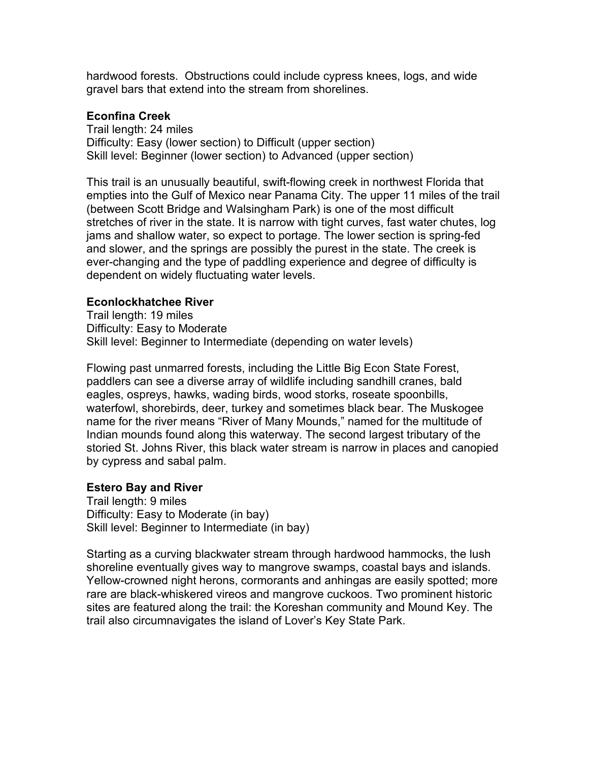hardwood forests. Obstructions could include cypress knees, logs, and wide gravel bars that extend into the stream from shorelines.

**Econfina Creek**
Trail length: 24 miles
Difficulty: Easy (lower section) to Difficult (upper section)
Skill level: Beginner (lower section) to Advanced (upper section)

This trail is an unusually beautiful, swift-flowing creek in northwest Florida that empties into the Gulf of Mexico near Panama City. The upper 11 miles of the trail (between Scott Bridge and Walsingham Park) is one of the most difficult stretches of river in the state. It is narrow with tight curves, fast water chutes, log jams and shallow water, so expect to portage. The lower section is spring-fed and slower, and the springs are possibly the purest in the state. The creek is ever-changing and the type of paddling experience and degree of difficulty is dependent on widely fluctuating water levels.

**Econlockhatchee River**
Trail length: 19 miles
Difficulty: Easy to Moderate
Skill level: Beginner to Intermediate (depending on water levels)

Flowing past unmarred forests, including the Little Big Econ State Forest, paddlers can see a diverse array of wildlife including sandhill cranes, bald eagles, ospreys, hawks, wading birds, wood storks, roseate spoonbills, waterfowl, shorebirds, deer, turkey and sometimes black bear. The Muskogee name for the river means "River of Many Mounds," named for the multitude of Indian mounds found along this waterway. The second largest tributary of the storied St. Johns River, this black water stream is narrow in places and canopied by cypress and sabal palm.

**Estero Bay and River**
Trail length: 9 miles
Difficulty: Easy to Moderate (in bay)
Skill level: Beginner to Intermediate (in bay)

Starting as a curving blackwater stream through hardwood hammocks, the lush shoreline eventually gives way to mangrove swamps, coastal bays and islands. Yellow-crowned night herons, cormorants and anhingas are easily spotted; more rare are black-whiskered vireos and mangrove cuckoos. Two prominent historic sites are featured along the trail: the Koreshan community and Mound Key. The trail also circumnavigates the island of Lover's Key State Park.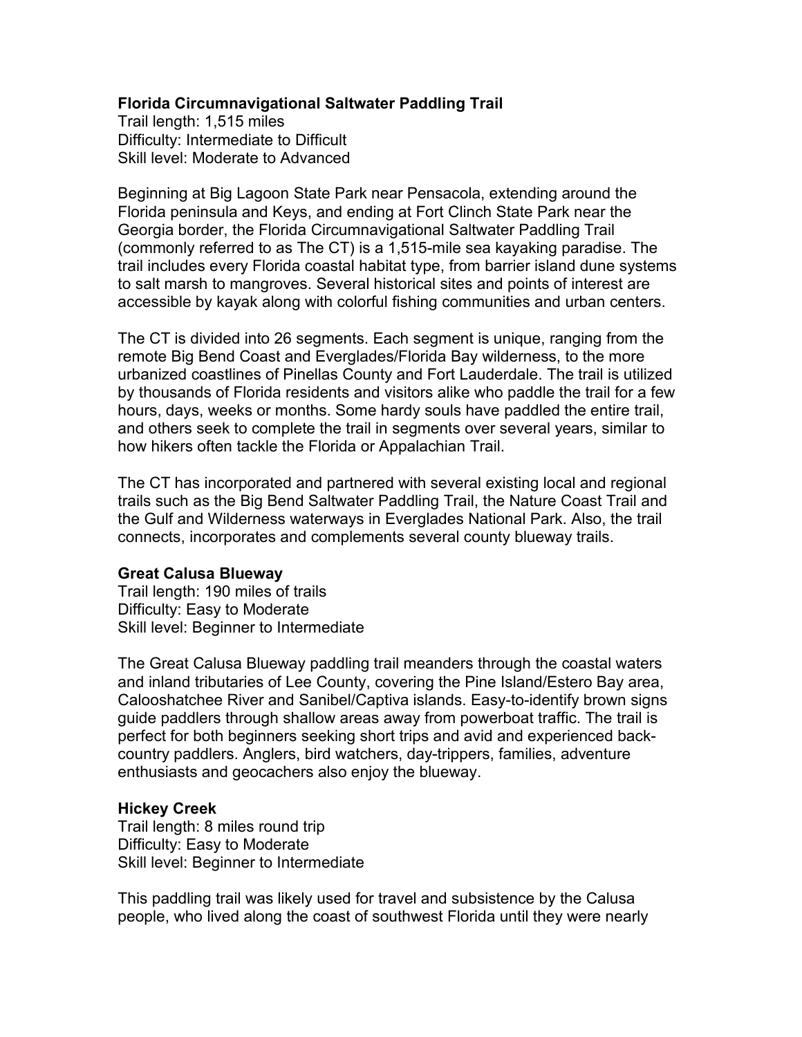**Florida Circumnavigational Saltwater Paddling Trail**
Trail length: 1,515 miles
Difficulty: Intermediate to Difficult
Skill level: Moderate to Advanced

Beginning at Big Lagoon State Park near Pensacola, extending around the Florida peninsula and Keys, and ending at Fort Clinch State Park near the Georgia border, the Florida Circumnavigational Saltwater Paddling Trail (commonly referred to as The CT) is a 1,515-mile sea kayaking paradise. The trail includes every Florida coastal habitat type, from barrier island dune systems to salt marsh to mangroves. Several historical sites and points of interest are accessible by kayak along with colorful fishing communities and urban centers.

The CT is divided into 26 segments. Each segment is unique, ranging from the remote Big Bend Coast and Everglades/Florida Bay wilderness, to the more urbanized coastlines of Pinellas County and Fort Lauderdale. The trail is utilized by thousands of Florida residents and visitors alike who paddle the trail for a few hours, days, weeks or months. Some hardy souls have paddled the entire trail, and others seek to complete the trail in segments over several years, similar to how hikers often tackle the Florida or Appalachian Trail.

The CT has incorporated and partnered with several existing local and regional trails such as the Big Bend Saltwater Paddling Trail, the Nature Coast Trail and the Gulf and Wilderness waterways in Everglades National Park. Also, the trail connects, incorporates and complements several county blueway trails.

**Great Calusa Blueway**
Trail length: 190 miles of trails
Difficulty: Easy to Moderate
Skill level: Beginner to Intermediate

The Great Calusa Blueway paddling trail meanders through the coastal waters and inland tributaries of Lee County, covering the Pine Island/Estero Bay area, Caloosahatchee River and Sanibel/Captiva islands. Easy-to-identify brown signs guide paddlers through shallow areas away from powerboat traffic. The trail is perfect for both beginners seeking short trips and avid and experienced back-country paddlers. Anglers, bird watchers, day-trippers, families, adventure enthusiasts and geocachers also enjoy the blueway.

**Hickey Creek**
Trail length: 8 miles round trip
Difficulty: Easy to Moderate
Skill level: Beginner to Intermediate

This paddling trail was likely used for travel and subsistence by the Calusa people, who lived along the coast of southwest Florida until they were nearly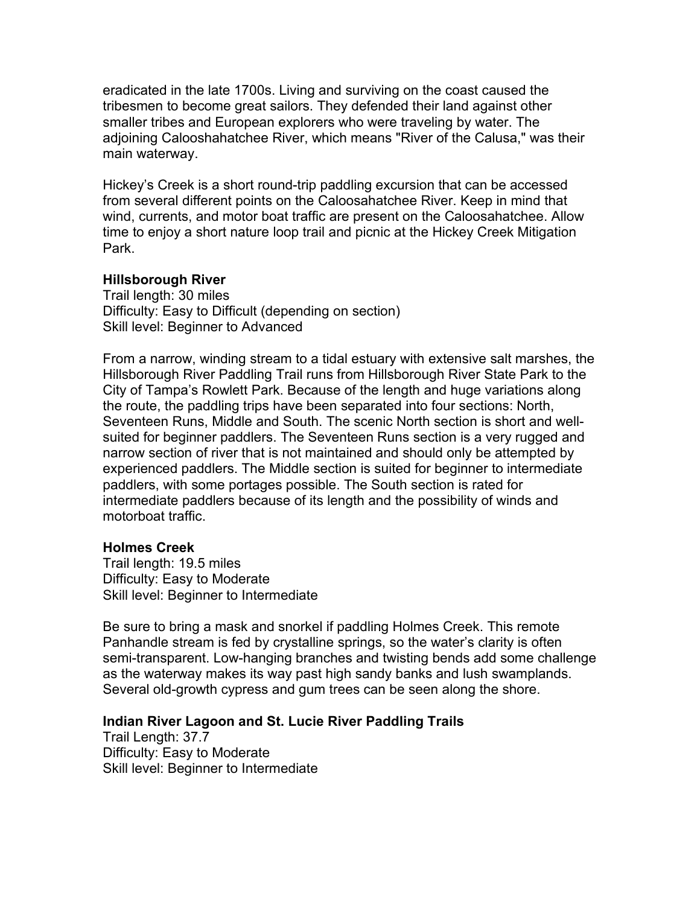eradicated in the late 1700s. Living and surviving on the coast caused the tribesmen to become great sailors. They defended their land against other smaller tribes and European explorers who were traveling by water. The adjoining Calooshahatchee River, which means "River of the Calusa," was their main waterway.

Hickey's Creek is a short round-trip paddling excursion that can be accessed from several different points on the Caloosahatchee River. Keep in mind that wind, currents, and motor boat traffic are present on the Caloosahatchee. Allow time to enjoy a short nature loop trail and picnic at the Hickey Creek Mitigation Park.

**Hillsborough River**
Trail length: 30 miles
Difficulty: Easy to Difficult (depending on section)
Skill level: Beginner to Advanced

From a narrow, winding stream to a tidal estuary with extensive salt marshes, the Hillsborough River Paddling Trail runs from Hillsborough River State Park to the City of Tampa's Rowlett Park. Because of the length and huge variations along the route, the paddling trips have been separated into four sections: North, Seventeen Runs, Middle and South. The scenic North section is short and well-suited for beginner paddlers. The Seventeen Runs section is a very rugged and narrow section of river that is not maintained and should only be attempted by experienced paddlers. The Middle section is suited for beginner to intermediate paddlers, with some portages possible. The South section is rated for intermediate paddlers because of its length and the possibility of winds and motorboat traffic.

**Holmes Creek**
Trail length: 19.5 miles
Difficulty: Easy to Moderate
Skill level: Beginner to Intermediate

Be sure to bring a mask and snorkel if paddling Holmes Creek. This remote Panhandle stream is fed by crystalline springs, so the water's clarity is often semi-transparent. Low-hanging branches and twisting bends add some challenge as the waterway makes its way past high sandy banks and lush swamplands. Several old-growth cypress and gum trees can be seen along the shore.

**Indian River Lagoon and St. Lucie River Paddling Trails**
Trail Length: 37.7
Difficulty: Easy to Moderate
Skill level: Beginner to Intermediate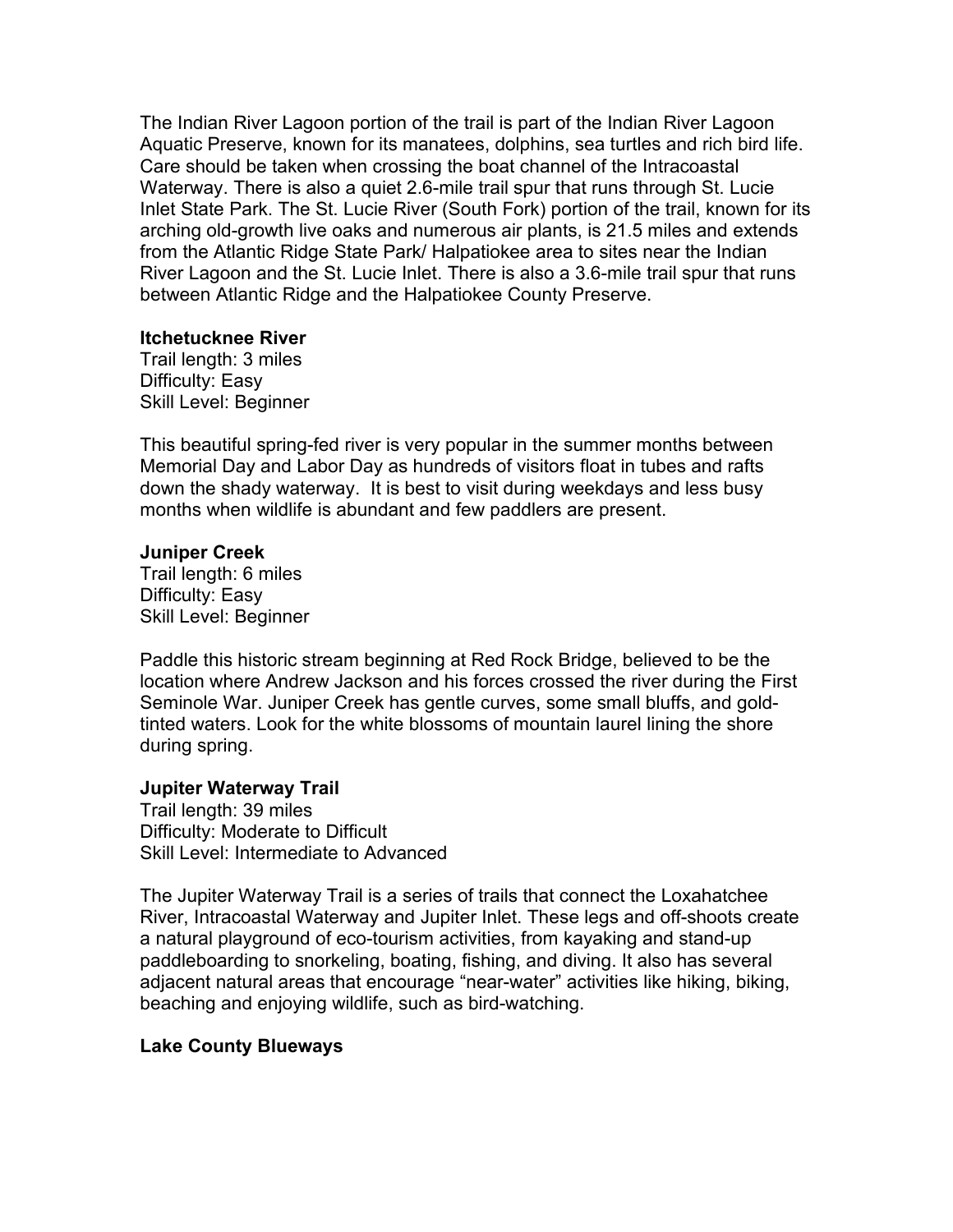The Indian River Lagoon portion of the trail is part of the Indian River Lagoon Aquatic Preserve, known for its manatees, dolphins, sea turtles and rich bird life. Care should be taken when crossing the boat channel of the Intracoastal Waterway. There is also a quiet 2.6-mile trail spur that runs through St. Lucie Inlet State Park. The St. Lucie River (South Fork) portion of the trail, known for its arching old-growth live oaks and numerous air plants, is 21.5 miles and extends from the Atlantic Ridge State Park/ Halpatiokee area to sites near the Indian River Lagoon and the St. Lucie Inlet. There is also a 3.6-mile trail spur that runs between Atlantic Ridge and the Halpatiokee County Preserve.

**Itchetucknee River**
Trail length: 3 miles
Difficulty: Easy
Skill Level: Beginner

This beautiful spring-fed river is very popular in the summer months between Memorial Day and Labor Day as hundreds of visitors float in tubes and rafts down the shady waterway. It is best to visit during weekdays and less busy months when wildlife is abundant and few paddlers are present.

**Juniper Creek**
Trail length: 6 miles
Difficulty: Easy
Skill Level: Beginner

Paddle this historic stream beginning at Red Rock Bridge, believed to be the location where Andrew Jackson and his forces crossed the river during the First Seminole War. Juniper Creek has gentle curves, some small bluffs, and gold-tinted waters. Look for the white blossoms of mountain laurel lining the shore during spring.

**Jupiter Waterway Trail**
Trail length: 39 miles
Difficulty: Moderate to Difficult
Skill Level: Intermediate to Advanced

The Jupiter Waterway Trail is a series of trails that connect the Loxahatchee River, Intracoastal Waterway and Jupiter Inlet. These legs and off-shoots create a natural playground of eco-tourism activities, from kayaking and stand-up paddleboarding to snorkeling, boating, fishing, and diving. It also has several adjacent natural areas that encourage "near-water" activities like hiking, biking, beaching and enjoying wildlife, such as bird-watching.

**Lake County Blueways**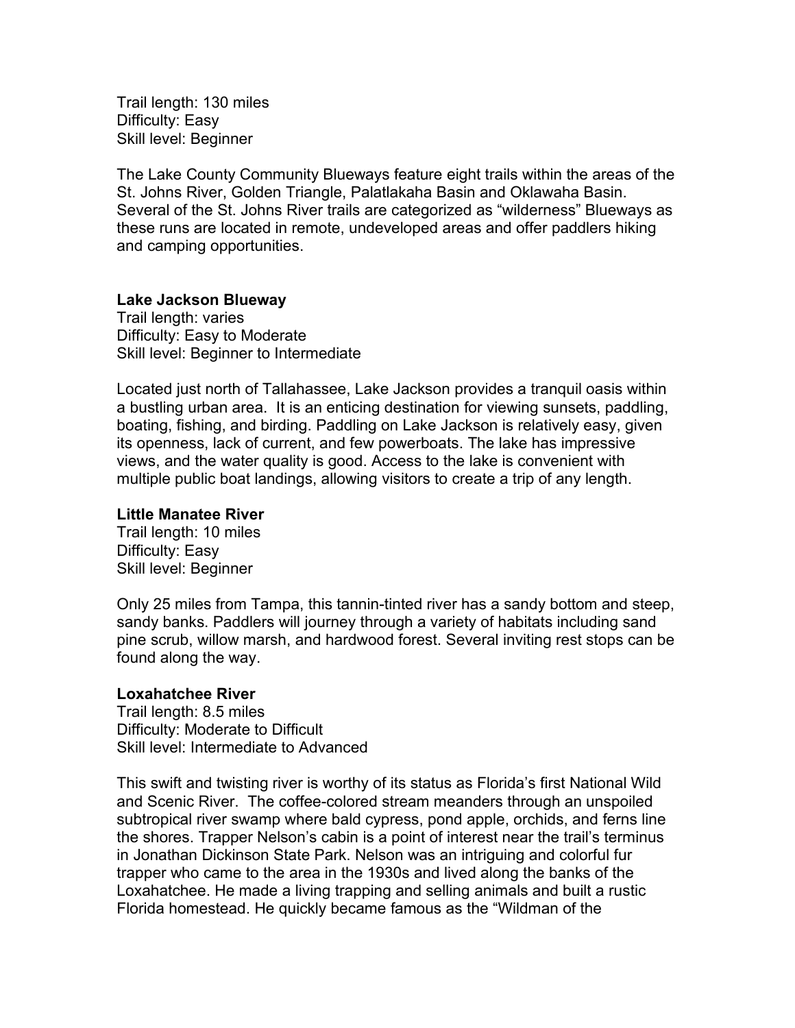Trail length: 130 miles
Difficulty: Easy
Skill level: Beginner

The Lake County Community Blueways feature eight trails within the areas of the St. Johns River, Golden Triangle, Palatlakaha Basin and Oklawaha Basin. Several of the St. Johns River trails are categorized as "wilderness" Blueways as these runs are located in remote, undeveloped areas and offer paddlers hiking and camping opportunities.

**Lake Jackson Blueway**
Trail length: varies
Difficulty: Easy to Moderate
Skill level: Beginner to Intermediate

Located just north of Tallahassee, Lake Jackson provides a tranquil oasis within a bustling urban area. It is an enticing destination for viewing sunsets, paddling, boating, fishing, and birding. Paddling on Lake Jackson is relatively easy, given its openness, lack of current, and few powerboats. The lake has impressive views, and the water quality is good. Access to the lake is convenient with multiple public boat landings, allowing visitors to create a trip of any length.

**Little Manatee River**
Trail length: 10 miles
Difficulty: Easy
Skill level: Beginner

Only 25 miles from Tampa, this tannin-tinted river has a sandy bottom and steep, sandy banks. Paddlers will journey through a variety of habitats including sand pine scrub, willow marsh, and hardwood forest. Several inviting rest stops can be found along the way.

**Loxahatchee River**
Trail length: 8.5 miles
Difficulty: Moderate to Difficult
Skill level: Intermediate to Advanced

This swift and twisting river is worthy of its status as Florida's first National Wild and Scenic River. The coffee-colored stream meanders through an unspoiled subtropical river swamp where bald cypress, pond apple, orchids, and ferns line the shores. Trapper Nelson's cabin is a point of interest near the trail's terminus in Jonathan Dickinson State Park. Nelson was an intriguing and colorful fur trapper who came to the area in the 1930s and lived along the banks of the Loxahatchee. He made a living trapping and selling animals and built a rustic Florida homestead. He quickly became famous as the "Wildman of the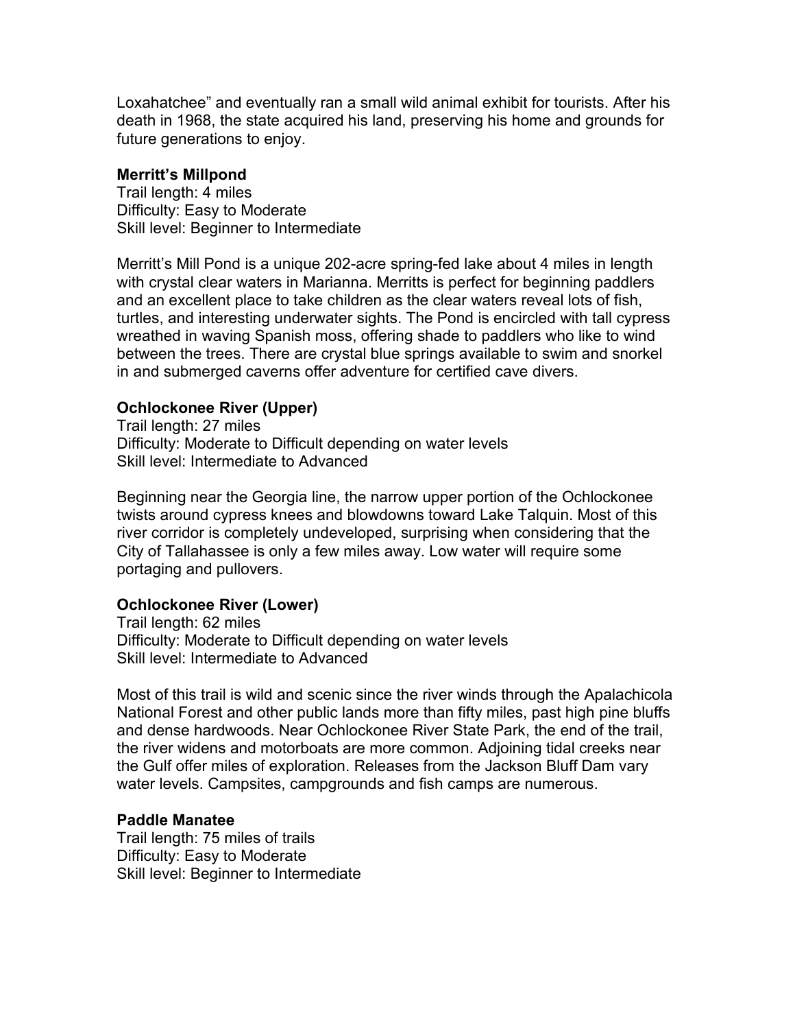Loxahatchee" and eventually ran a small wild animal exhibit for tourists. After his death in 1968, the state acquired his land, preserving his home and grounds for future generations to enjoy.

**Merritt's Millpond**
Trail length: 4 miles
Difficulty: Easy to Moderate
Skill level: Beginner to Intermediate

Merritt's Mill Pond is a unique 202-acre spring-fed lake about 4 miles in length with crystal clear waters in Marianna. Merritts is perfect for beginning paddlers and an excellent place to take children as the clear waters reveal lots of fish, turtles, and interesting underwater sights. The Pond is encircled with tall cypress wreathed in waving Spanish moss, offering shade to paddlers who like to wind between the trees. There are crystal blue springs available to swim and snorkel in and submerged caverns offer adventure for certified cave divers.

**Ochlockonee River (Upper)**
Trail length: 27 miles
Difficulty: Moderate to Difficult depending on water levels
Skill level: Intermediate to Advanced

Beginning near the Georgia line, the narrow upper portion of the Ochlockonee twists around cypress knees and blowdowns toward Lake Talquin. Most of this river corridor is completely undeveloped, surprising when considering that the City of Tallahassee is only a few miles away. Low water will require some portaging and pullovers.

**Ochlockonee River (Lower)**
Trail length: 62 miles
Difficulty: Moderate to Difficult depending on water levels
Skill level: Intermediate to Advanced

Most of this trail is wild and scenic since the river winds through the Apalachicola National Forest and other public lands more than fifty miles, past high pine bluffs and dense hardwoods. Near Ochlockonee River State Park, the end of the trail, the river widens and motorboats are more common. Adjoining tidal creeks near the Gulf offer miles of exploration. Releases from the Jackson Bluff Dam vary water levels. Campsites, campgrounds and fish camps are numerous.

**Paddle Manatee**
Trail length: 75 miles of trails
Difficulty: Easy to Moderate
Skill level: Beginner to Intermediate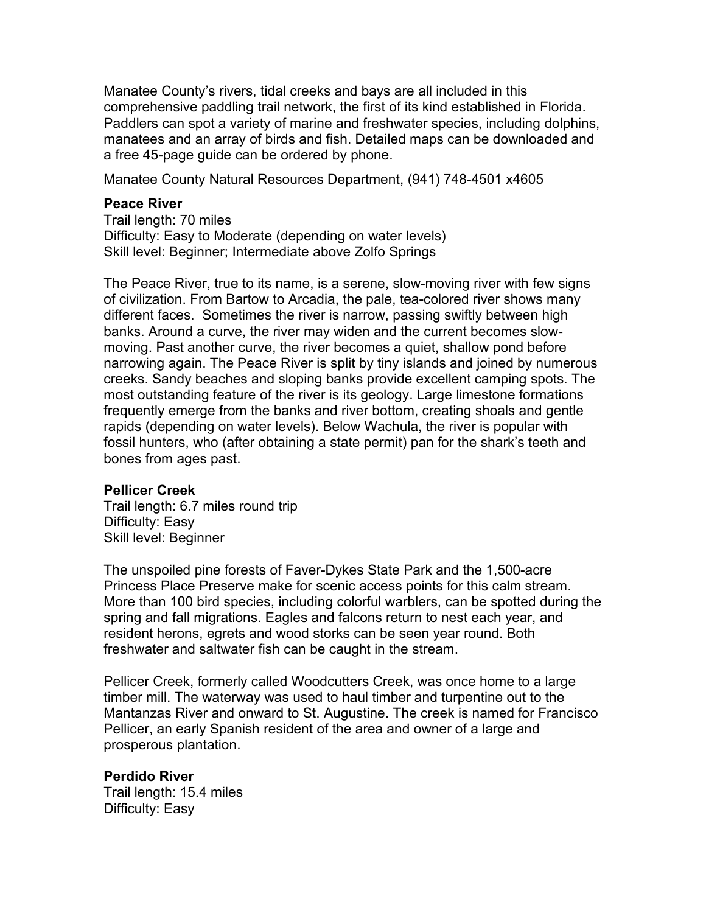Manatee County's rivers, tidal creeks and bays are all included in this comprehensive paddling trail network, the first of its kind established in Florida. Paddlers can spot a variety of marine and freshwater species, including dolphins, manatees and an array of birds and fish. Detailed maps can be downloaded and a free 45-page guide can be ordered by phone.

Manatee County Natural Resources Department, (941) 748-4501 x4605

**Peace River**
Trail length: 70 miles
Difficulty: Easy to Moderate (depending on water levels)
Skill level: Beginner; Intermediate above Zolfo Springs

The Peace River, true to its name, is a serene, slow-moving river with few signs of civilization. From Bartow to Arcadia, the pale, tea-colored river shows many different faces. Sometimes the river is narrow, passing swiftly between high banks. Around a curve, the river may widen and the current becomes slow-moving. Past another curve, the river becomes a quiet, shallow pond before narrowing again. The Peace River is split by tiny islands and joined by numerous creeks. Sandy beaches and sloping banks provide excellent camping spots. The most outstanding feature of the river is its geology. Large limestone formations frequently emerge from the banks and river bottom, creating shoals and gentle rapids (depending on water levels). Below Wachula, the river is popular with fossil hunters, who (after obtaining a state permit) pan for the shark's teeth and bones from ages past.

**Pellicer Creek**
Trail length: 6.7 miles round trip
Difficulty: Easy
Skill level: Beginner

The unspoiled pine forests of Faver-Dykes State Park and the 1,500-acre Princess Place Preserve make for scenic access points for this calm stream. More than 100 bird species, including colorful warblers, can be spotted during the spring and fall migrations. Eagles and falcons return to nest each year, and resident herons, egrets and wood storks can be seen year round. Both freshwater and saltwater fish can be caught in the stream.

Pellicer Creek, formerly called Woodcutters Creek, was once home to a large timber mill. The waterway was used to haul timber and turpentine out to the Mantanzas River and onward to St. Augustine. The creek is named for Francisco Pellicer, an early Spanish resident of the area and owner of a large and prosperous plantation.

**Perdido River**
Trail length: 15.4 miles
Difficulty: Easy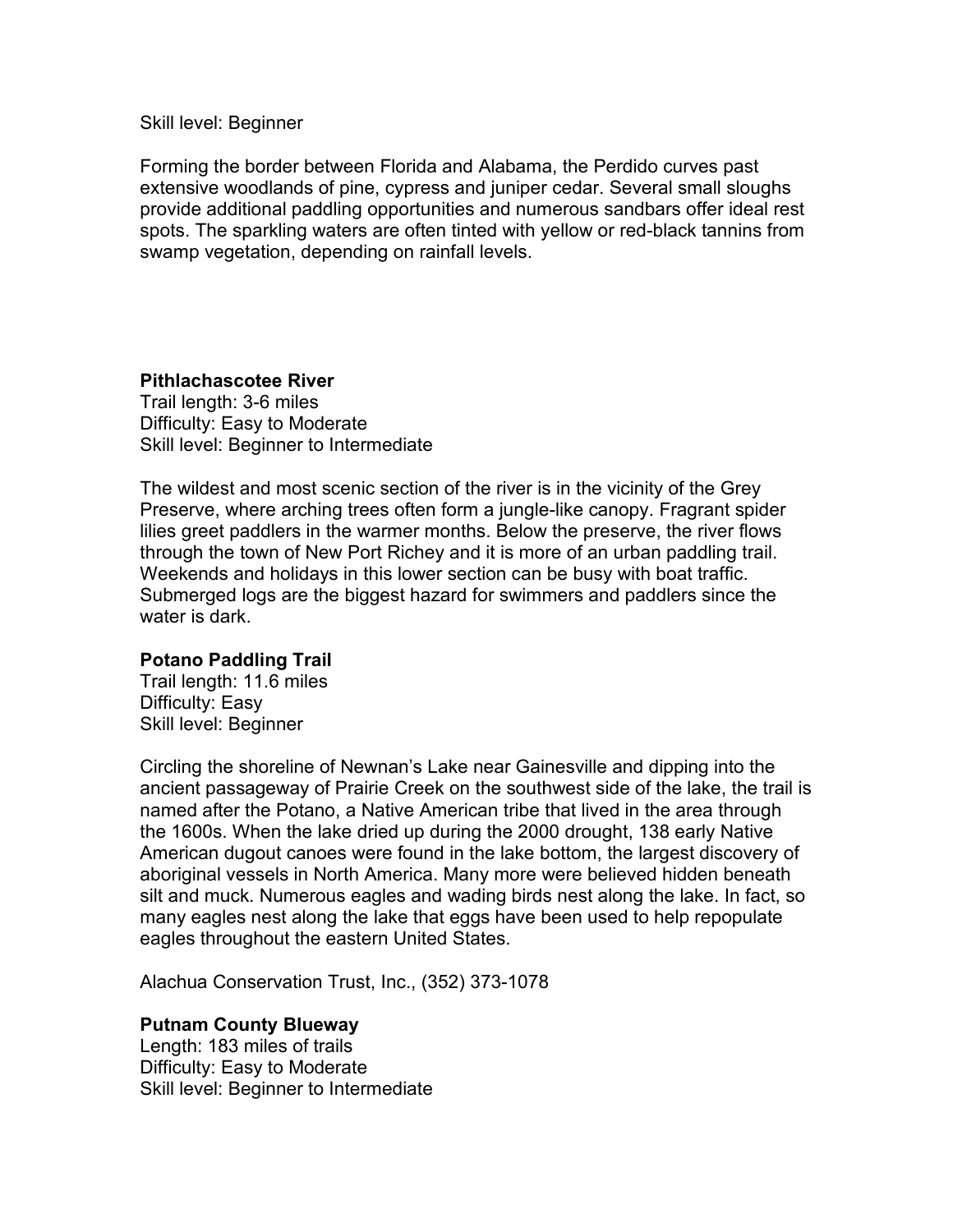Skill level: Beginner

Forming the border between Florida and Alabama, the Perdido curves past extensive woodlands of pine, cypress and juniper cedar. Several small sloughs provide additional paddling opportunities and numerous sandbars offer ideal rest spots. The sparkling waters are often tinted with yellow or red-black tannins from swamp vegetation, depending on rainfall levels.

**Pithlachascotee River**
Trail length: 3-6 miles
Difficulty: Easy to Moderate
Skill level: Beginner to Intermediate

The wildest and most scenic section of the river is in the vicinity of the Grey Preserve, where arching trees often form a jungle-like canopy. Fragrant spider lilies greet paddlers in the warmer months. Below the preserve, the river flows through the town of New Port Richey and it is more of an urban paddling trail. Weekends and holidays in this lower section can be busy with boat traffic. Submerged logs are the biggest hazard for swimmers and paddlers since the water is dark.

**Potano Paddling Trail**
Trail length: 11.6 miles
Difficulty: Easy
Skill level: Beginner

Circling the shoreline of Newnan's Lake near Gainesville and dipping into the ancient passageway of Prairie Creek on the southwest side of the lake, the trail is named after the Potano, a Native American tribe that lived in the area through the 1600s. When the lake dried up during the 2000 drought, 138 early Native American dugout canoes were found in the lake bottom, the largest discovery of aboriginal vessels in North America. Many more were believed hidden beneath silt and muck. Numerous eagles and wading birds nest along the lake. In fact, so many eagles nest along the lake that eggs have been used to help repopulate eagles throughout the eastern United States.

Alachua Conservation Trust, Inc., (352) 373-1078

**Putnam County Blueway**
Length: 183 miles of trails
Difficulty: Easy to Moderate
Skill level: Beginner to Intermediate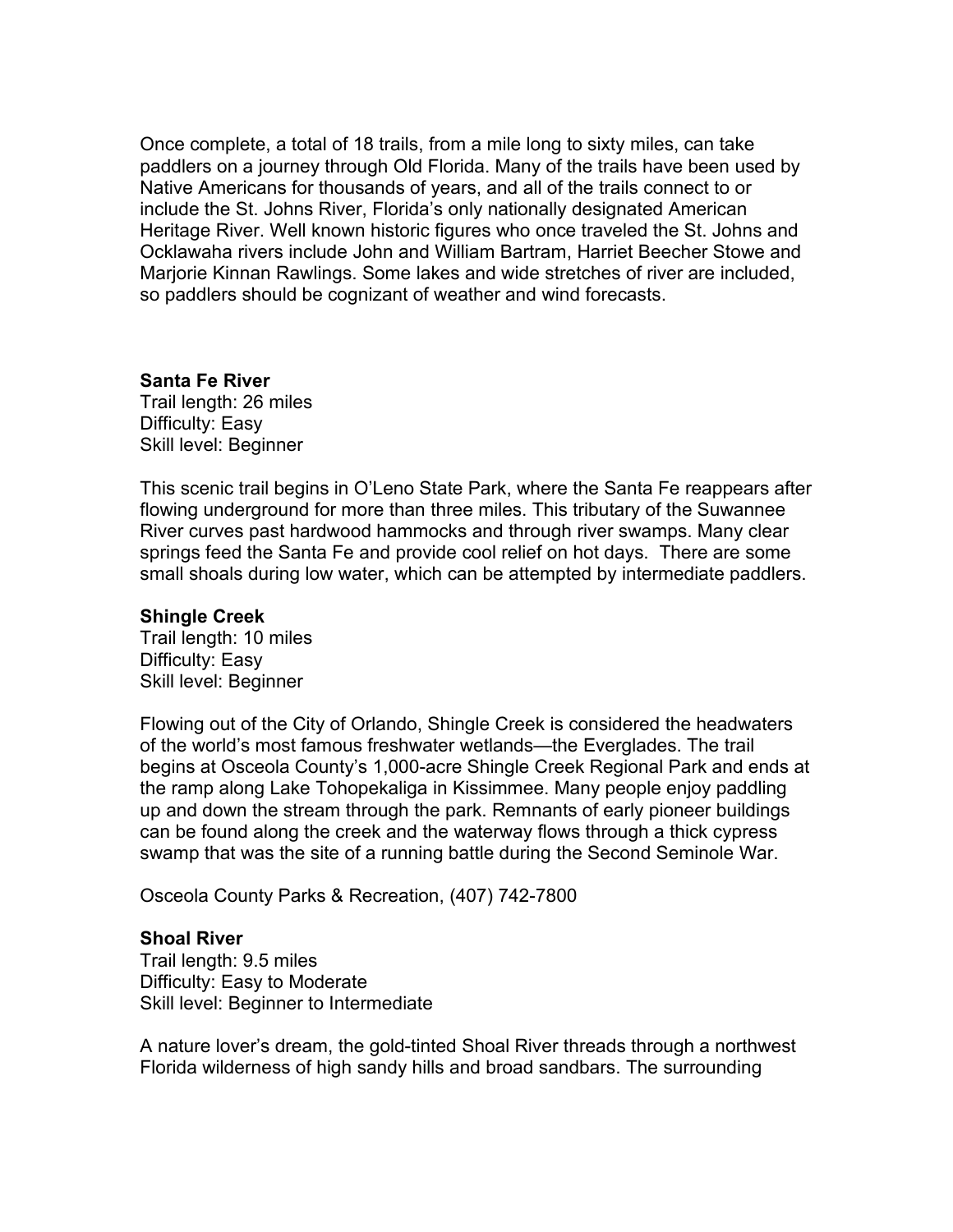Once complete, a total of 18 trails, from a mile long to sixty miles, can take paddlers on a journey through Old Florida. Many of the trails have been used by Native Americans for thousands of years, and all of the trails connect to or include the St. Johns River, Florida's only nationally designated American Heritage River. Well known historic figures who once traveled the St. Johns and Ocklawaha rivers include John and William Bartram, Harriet Beecher Stowe and Marjorie Kinnan Rawlings. Some lakes and wide stretches of river are included, so paddlers should be cognizant of weather and wind forecasts.

**Santa Fe River**
Trail length: 26 miles
Difficulty: Easy
Skill level: Beginner

This scenic trail begins in O'Leno State Park, where the Santa Fe reappears after flowing underground for more than three miles. This tributary of the Suwannee River curves past hardwood hammocks and through river swamps. Many clear springs feed the Santa Fe and provide cool relief on hot days. There are some small shoals during low water, which can be attempted by intermediate paddlers.

**Shingle Creek**
Trail length: 10 miles
Difficulty: Easy
Skill level: Beginner

Flowing out of the City of Orlando, Shingle Creek is considered the headwaters of the world's most famous freshwater wetlands—the Everglades. The trail begins at Osceola County's 1,000-acre Shingle Creek Regional Park and ends at the ramp along Lake Tohopekaliga in Kissimmee. Many people enjoy paddling up and down the stream through the park. Remnants of early pioneer buildings can be found along the creek and the waterway flows through a thick cypress swamp that was the site of a running battle during the Second Seminole War.

Osceola County Parks & Recreation, (407) 742-7800

**Shoal River**
Trail length: 9.5 miles
Difficulty: Easy to Moderate
Skill level: Beginner to Intermediate

A nature lover's dream, the gold-tinted Shoal River threads through a northwest Florida wilderness of high sandy hills and broad sandbars. The surrounding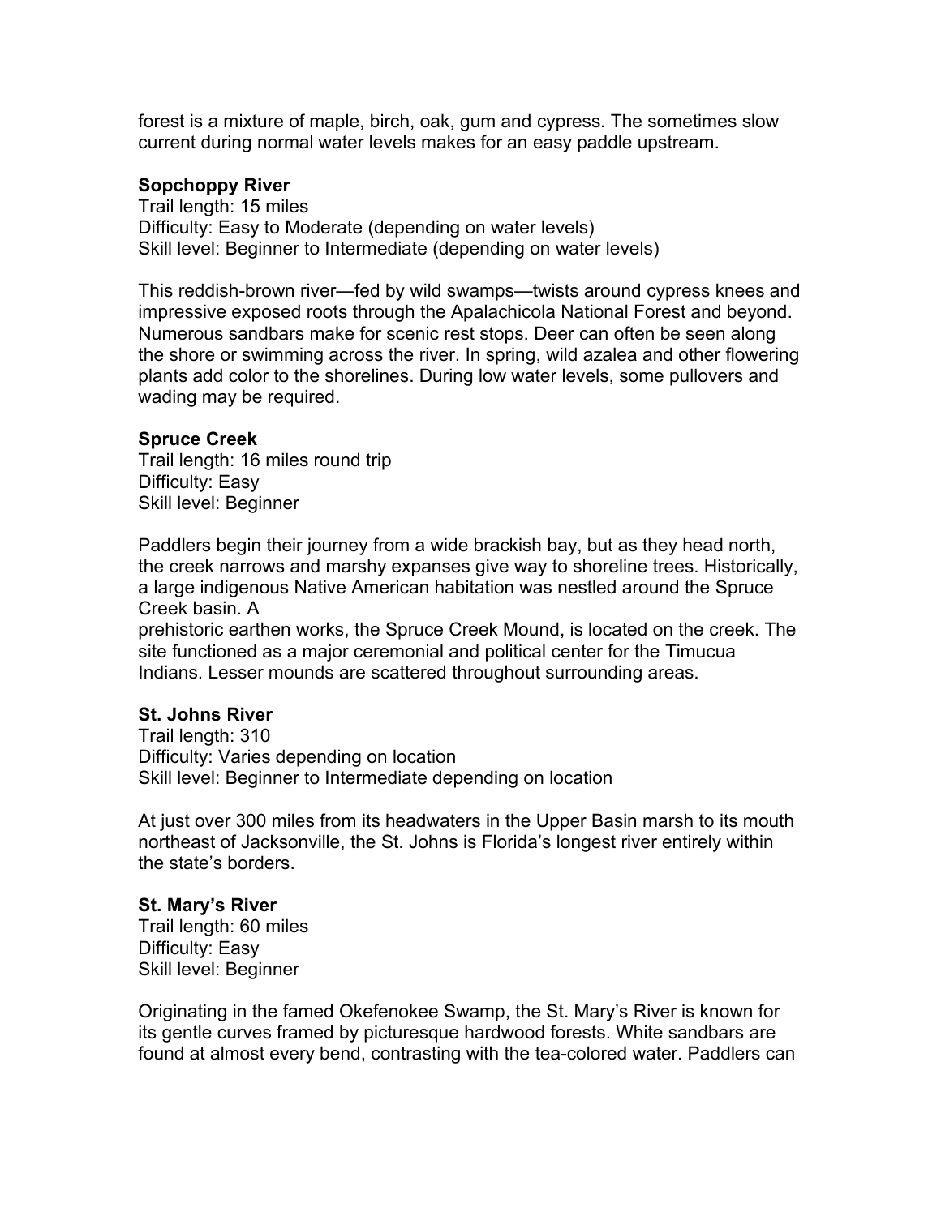forest is a mixture of maple, birch, oak, gum and cypress. The sometimes slow current during normal water levels makes for an easy paddle upstream.

**Sopchoppy River**
Trail length: 15 miles
Difficulty: Easy to Moderate (depending on water levels)
Skill level: Beginner to Intermediate (depending on water levels)

This reddish-brown river—fed by wild swamps—twists around cypress knees and impressive exposed roots through the Apalachicola National Forest and beyond. Numerous sandbars make for scenic rest stops. Deer can often be seen along the shore or swimming across the river. In spring, wild azalea and other flowering plants add color to the shorelines. During low water levels, some pullovers and wading may be required.

**Spruce Creek**
Trail length: 16 miles round trip
Difficulty: Easy
Skill level: Beginner

Paddlers begin their journey from a wide brackish bay, but as they head north, the creek narrows and marshy expanses give way to shoreline trees. Historically, a large indigenous Native American habitation was nestled around the Spruce Creek basin. A
prehistoric earthen works, the Spruce Creek Mound, is located on the creek. The site functioned as a major ceremonial and political center for the Timucua Indians. Lesser mounds are scattered throughout surrounding areas.

**St. Johns River**
Trail length: 310
Difficulty: Varies depending on location
Skill level: Beginner to Intermediate depending on location

At just over 300 miles from its headwaters in the Upper Basin marsh to its mouth northeast of Jacksonville, the St. Johns is Florida's longest river entirely within the state's borders.

**St. Mary's River**
Trail length: 60 miles
Difficulty: Easy
Skill level: Beginner

Originating in the famed Okefenokee Swamp, the St. Mary's River is known for its gentle curves framed by picturesque hardwood forests. White sandbars are found at almost every bend, contrasting with the tea-colored water. Paddlers can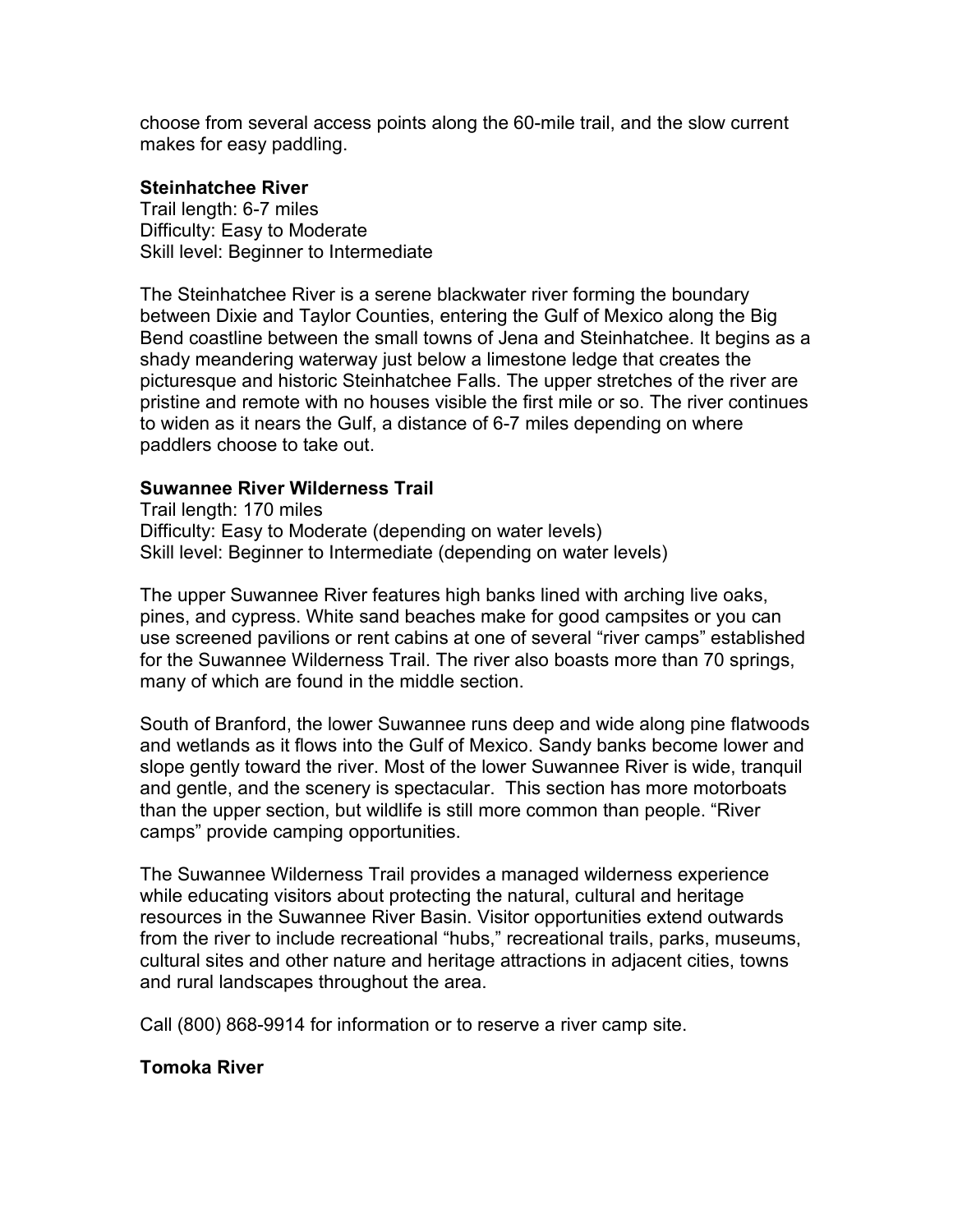choose from several access points along the 60-mile trail, and the slow current makes for easy paddling.

**Steinhatchee River**
Trail length: 6-7 miles
Difficulty: Easy to Moderate
Skill level: Beginner to Intermediate

The Steinhatchee River is a serene blackwater river forming the boundary between Dixie and Taylor Counties, entering the Gulf of Mexico along the Big Bend coastline between the small towns of Jena and Steinhatchee. It begins as a shady meandering waterway just below a limestone ledge that creates the picturesque and historic Steinhatchee Falls. The upper stretches of the river are pristine and remote with no houses visible the first mile or so. The river continues to widen as it nears the Gulf, a distance of 6-7 miles depending on where paddlers choose to take out.

**Suwannee River Wilderness Trail**
Trail length: 170 miles
Difficulty: Easy to Moderate (depending on water levels)
Skill level: Beginner to Intermediate (depending on water levels)

The upper Suwannee River features high banks lined with arching live oaks, pines, and cypress. White sand beaches make for good campsites or you can use screened pavilions or rent cabins at one of several "river camps" established for the Suwannee Wilderness Trail. The river also boasts more than 70 springs, many of which are found in the middle section.

South of Branford, the lower Suwannee runs deep and wide along pine flatwoods and wetlands as it flows into the Gulf of Mexico. Sandy banks become lower and slope gently toward the river. Most of the lower Suwannee River is wide, tranquil and gentle, and the scenery is spectacular. This section has more motorboats than the upper section, but wildlife is still more common than people. "River camps" provide camping opportunities.

The Suwannee Wilderness Trail provides a managed wilderness experience while educating visitors about protecting the natural, cultural and heritage resources in the Suwannee River Basin. Visitor opportunities extend outwards from the river to include recreational "hubs," recreational trails, parks, museums, cultural sites and other nature and heritage attractions in adjacent cities, towns and rural landscapes throughout the area.

Call (800) 868-9914 for information or to reserve a river camp site.

**Tomoka River**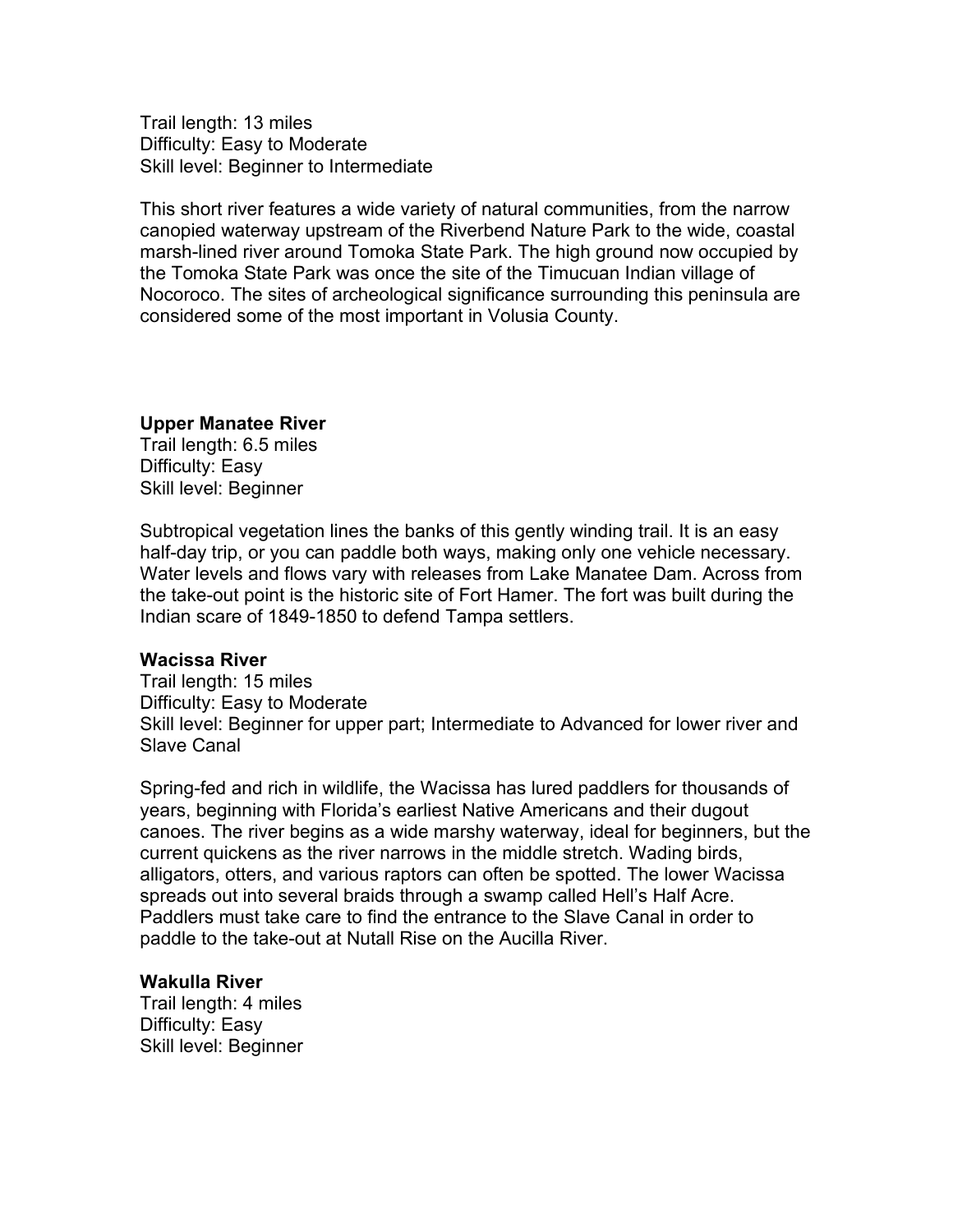Trail length: 13 miles
Difficulty: Easy to Moderate
Skill level: Beginner to Intermediate

This short river features a wide variety of natural communities, from the narrow canopied waterway upstream of the Riverbend Nature Park to the wide, coastal marsh-lined river around Tomoka State Park. The high ground now occupied by the Tomoka State Park was once the site of the Timucuan Indian village of Nocoroco. The sites of archeological significance surrounding this peninsula are considered some of the most important in Volusia County.

**Upper Manatee River**
Trail length: 6.5 miles
Difficulty: Easy
Skill level: Beginner

Subtropical vegetation lines the banks of this gently winding trail. It is an easy half-day trip, or you can paddle both ways, making only one vehicle necessary. Water levels and flows vary with releases from Lake Manatee Dam. Across from the take-out point is the historic site of Fort Hamer. The fort was built during the Indian scare of 1849-1850 to defend Tampa settlers.

**Wacissa River**
Trail length: 15 miles
Difficulty: Easy to Moderate
Skill level: Beginner for upper part; Intermediate to Advanced for lower river and Slave Canal

Spring-fed and rich in wildlife, the Wacissa has lured paddlers for thousands of years, beginning with Florida's earliest Native Americans and their dugout canoes. The river begins as a wide marshy waterway, ideal for beginners, but the current quickens as the river narrows in the middle stretch. Wading birds, alligators, otters, and various raptors can often be spotted. The lower Wacissa spreads out into several braids through a swamp called Hell's Half Acre. Paddlers must take care to find the entrance to the Slave Canal in order to paddle to the take-out at Nutall Rise on the Aucilla River.

**Wakulla River**
Trail length: 4 miles
Difficulty: Easy
Skill level: Beginner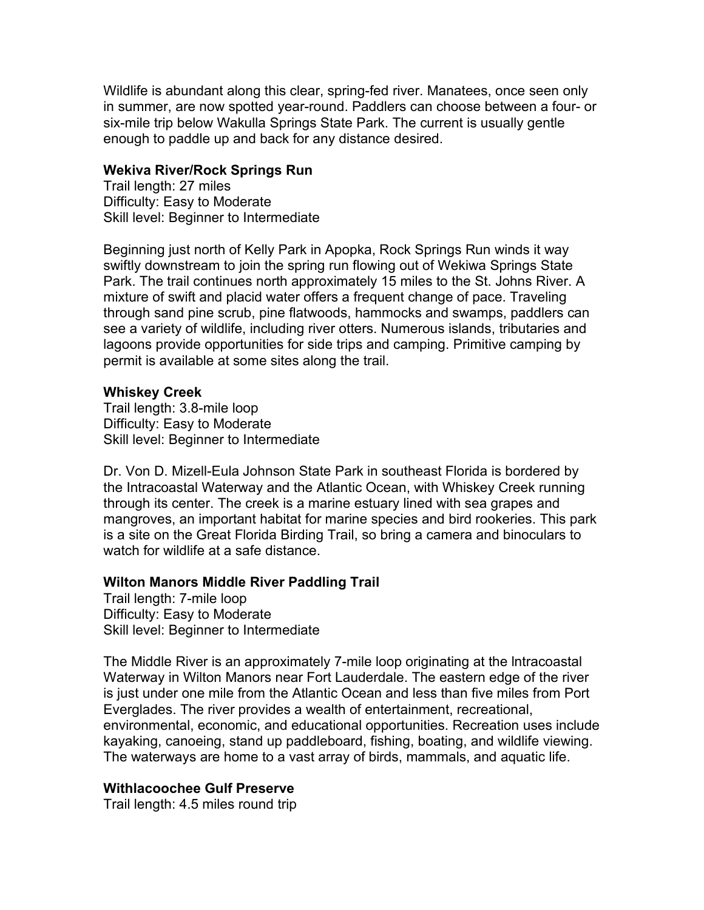Wildlife is abundant along this clear, spring-fed river. Manatees, once seen only in summer, are now spotted year-round. Paddlers can choose between a four- or six-mile trip below Wakulla Springs State Park. The current is usually gentle enough to paddle up and back for any distance desired.

**Wekiva River/Rock Springs Run**
Trail length: 27 miles
Difficulty: Easy to Moderate
Skill level: Beginner to Intermediate

Beginning just north of Kelly Park in Apopka, Rock Springs Run winds it way swiftly downstream to join the spring run flowing out of Wekiwa Springs State Park. The trail continues north approximately 15 miles to the St. Johns River. A mixture of swift and placid water offers a frequent change of pace. Traveling through sand pine scrub, pine flatwoods, hammocks and swamps, paddlers can see a variety of wildlife, including river otters. Numerous islands, tributaries and lagoons provide opportunities for side trips and camping. Primitive camping by permit is available at some sites along the trail.

**Whiskey Creek**
Trail length: 3.8-mile loop
Difficulty: Easy to Moderate
Skill level: Beginner to Intermediate

Dr. Von D. Mizell-Eula Johnson State Park in southeast Florida is bordered by the Intracoastal Waterway and the Atlantic Ocean, with Whiskey Creek running through its center. The creek is a marine estuary lined with sea grapes and mangroves, an important habitat for marine species and bird rookeries. This park is a site on the Great Florida Birding Trail, so bring a camera and binoculars to watch for wildlife at a safe distance.

**Wilton Manors Middle River Paddling Trail**
Trail length: 7-mile loop
Difficulty: Easy to Moderate
Skill level: Beginner to Intermediate

The Middle River is an approximately 7-mile loop originating at the Intracoastal Waterway in Wilton Manors near Fort Lauderdale. The eastern edge of the river is just under one mile from the Atlantic Ocean and less than five miles from Port Everglades. The river provides a wealth of entertainment, recreational, environmental, economic, and educational opportunities. Recreation uses include kayaking, canoeing, stand up paddleboard, fishing, boating, and wildlife viewing. The waterways are home to a vast array of birds, mammals, and aquatic life.

**Withlacoochee Gulf Preserve**
Trail length: 4.5 miles round trip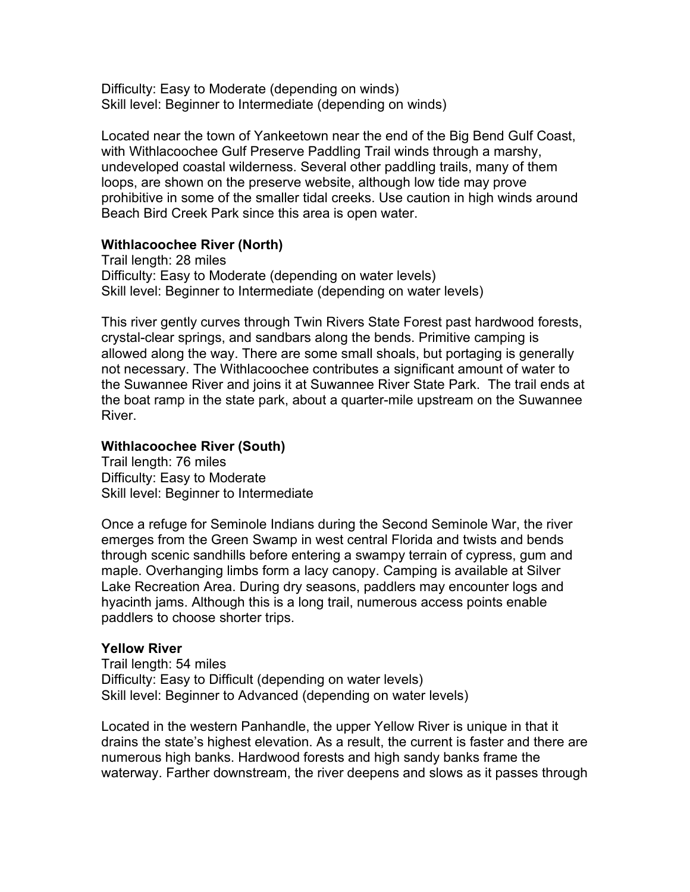Difficulty: Easy to Moderate (depending on winds)
Skill level: Beginner to Intermediate (depending on winds)

Located near the town of Yankeetown near the end of the Big Bend Gulf Coast, with Withlacoochee Gulf Preserve Paddling Trail winds through a marshy, undeveloped coastal wilderness. Several other paddling trails, many of them loops, are shown on the preserve website, although low tide may prove prohibitive in some of the smaller tidal creeks. Use caution in high winds around Beach Bird Creek Park since this area is open water.

**Withlacoochee River (North)**
Trail length: 28 miles
Difficulty: Easy to Moderate (depending on water levels)
Skill level: Beginner to Intermediate (depending on water levels)

This river gently curves through Twin Rivers State Forest past hardwood forests, crystal-clear springs, and sandbars along the bends. Primitive camping is allowed along the way. There are some small shoals, but portaging is generally not necessary. The Withlacoochee contributes a significant amount of water to the Suwannee River and joins it at Suwannee River State Park. The trail ends at the boat ramp in the state park, about a quarter-mile upstream on the Suwannee River.

**Withlacoochee River (South)**
Trail length: 76 miles
Difficulty: Easy to Moderate
Skill level: Beginner to Intermediate

Once a refuge for Seminole Indians during the Second Seminole War, the river emerges from the Green Swamp in west central Florida and twists and bends through scenic sandhills before entering a swampy terrain of cypress, gum and maple. Overhanging limbs form a lacy canopy. Camping is available at Silver Lake Recreation Area. During dry seasons, paddlers may encounter logs and hyacinth jams. Although this is a long trail, numerous access points enable paddlers to choose shorter trips.

**Yellow River**
Trail length: 54 miles
Difficulty: Easy to Difficult (depending on water levels)
Skill level: Beginner to Advanced (depending on water levels)

Located in the western Panhandle, the upper Yellow River is unique in that it drains the state's highest elevation. As a result, the current is faster and there are numerous high banks. Hardwood forests and high sandy banks frame the waterway. Farther downstream, the river deepens and slows as it passes through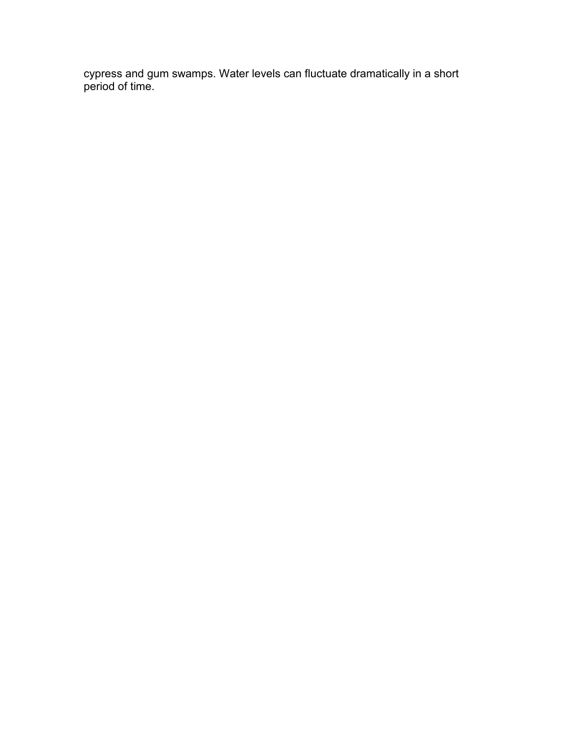cypress and gum swamps. Water levels can fluctuate dramatically in a short period of time.